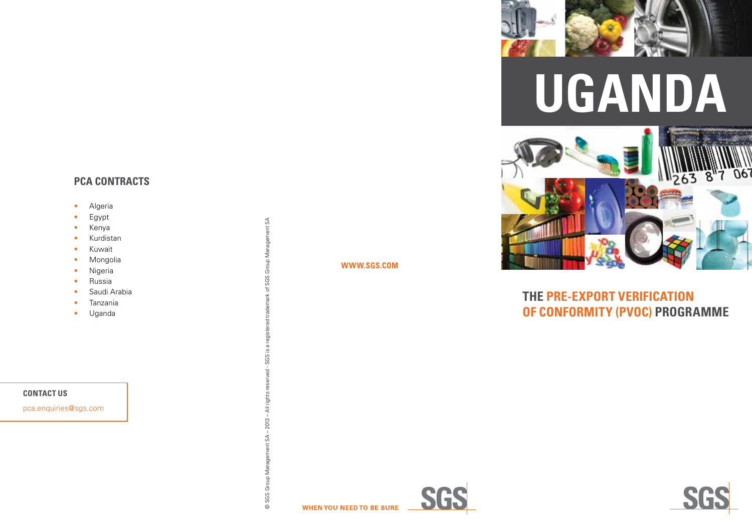# UGANDA

## THE PRE-EXPORT VERIFICATION OF CONFORMITY (PVOC) PROGRAMME

## PCA CONTRACTS

- Algeria
- Egypt
- Kenya
- Kurdistan
- Kuwait
- Mongolia
- Nigeria
- Russia
- Saudi Arabia
- Tanzania
- Uganda

### CONTACT US

pca.enquiries@sgs.com

WWW.SGS.COM

WHEN YOU NEED TO BE SURE

SGS

© SGS Group Management SA – 2013 – All rights reserved - SGS is a registered trademark of SGS Group Management SA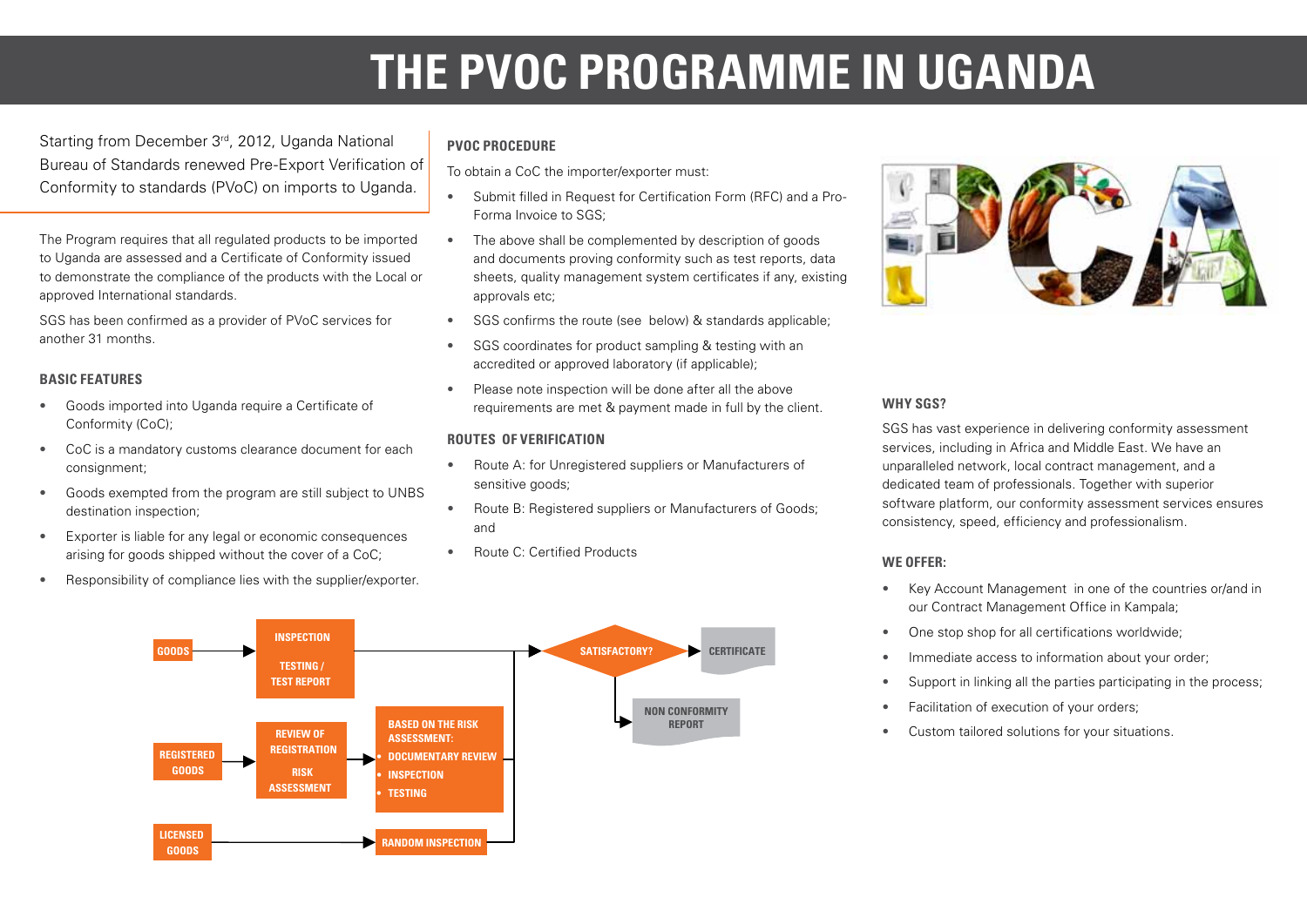# THE PVOC PROGRAMME IN UGANDA

Starting from December 3rd, 2012, Uganda National Bureau of Standards renewed Pre-Export Verification of Conformity to standards (PVoC) on imports to Uganda.

The Program requires that all regulated products to be imported to Uganda are assessed and a Certificate of Conformity issued to demonstrate the compliance of the products with the Local or approved International standards.

SGS has been confirmed as a provider of PVoC services for another 31 months.

### BASIC FEATURES

- Goods imported into Uganda require a Certificate of Conformity (CoC);
- CoC is a mandatory customs clearance document for each consignment;
- Goods exempted from the program are still subject to UNBS destination inspection;
- Exporter is liable for any legal or economic consequences arising for goods shipped without the cover of a CoC;
- Responsibility of compliance lies with the supplier/exporter.

### PVOC PROCEDURE

To obtain a CoC the importer/exporter must:

- Submit filled in Request for Certification Form (RFC) and a Pro-Forma Invoice to SGS;
- The above shall be complemented by description of goods and documents proving conformity such as test reports, data sheets, quality management system certificates if any, existing approvals etc;
- SGS confirms the route (see below) & standards applicable;
- SGS coordinates for product sampling & testing with an accredited or approved laboratory (if applicable);
- Please note inspection will be done after all the above requirements are met & payment made in full by the client.

### ROUTES OF VERIFICATION

- Route A: for Unregistered suppliers or Manufacturers of sensitive goods;
- Route B: Registered suppliers or Manufacturers of Goods; and
- Route C: Certified Products

GOODS → INSPECTION / TESTING / TEST REPORT → SATISFACTORY? → CERTIFICATE / NON CONFORMITY REPORT

REGISTERED GOODS → REVIEW OF REGISTRATION / RISK ASSESSMENT → BASED ON THE RISK ASSESSMENT: • DOCUMENTARY REVIEW • INSPECTION • TESTING

LICENSED GOODS → RANDOM INSPECTION

### WHY SGS?

SGS has vast experience in delivering conformity assessment services, including in Africa and Middle East. We have an unparalleled network, local contract management, and a dedicated team of professionals. Together with superior software platform, our conformity assessment services ensures consistency, speed, efficiency and professionalism.

### WE OFFER:

- Key Account Management in one of the countries or/and in our Contract Management Office in Kampala;
- One stop shop for all certifications worldwide;
- Immediate access to information about your order;
- Support in linking all the parties participating in the process;
- Facilitation of execution of your orders;
- Custom tailored solutions for your situations.